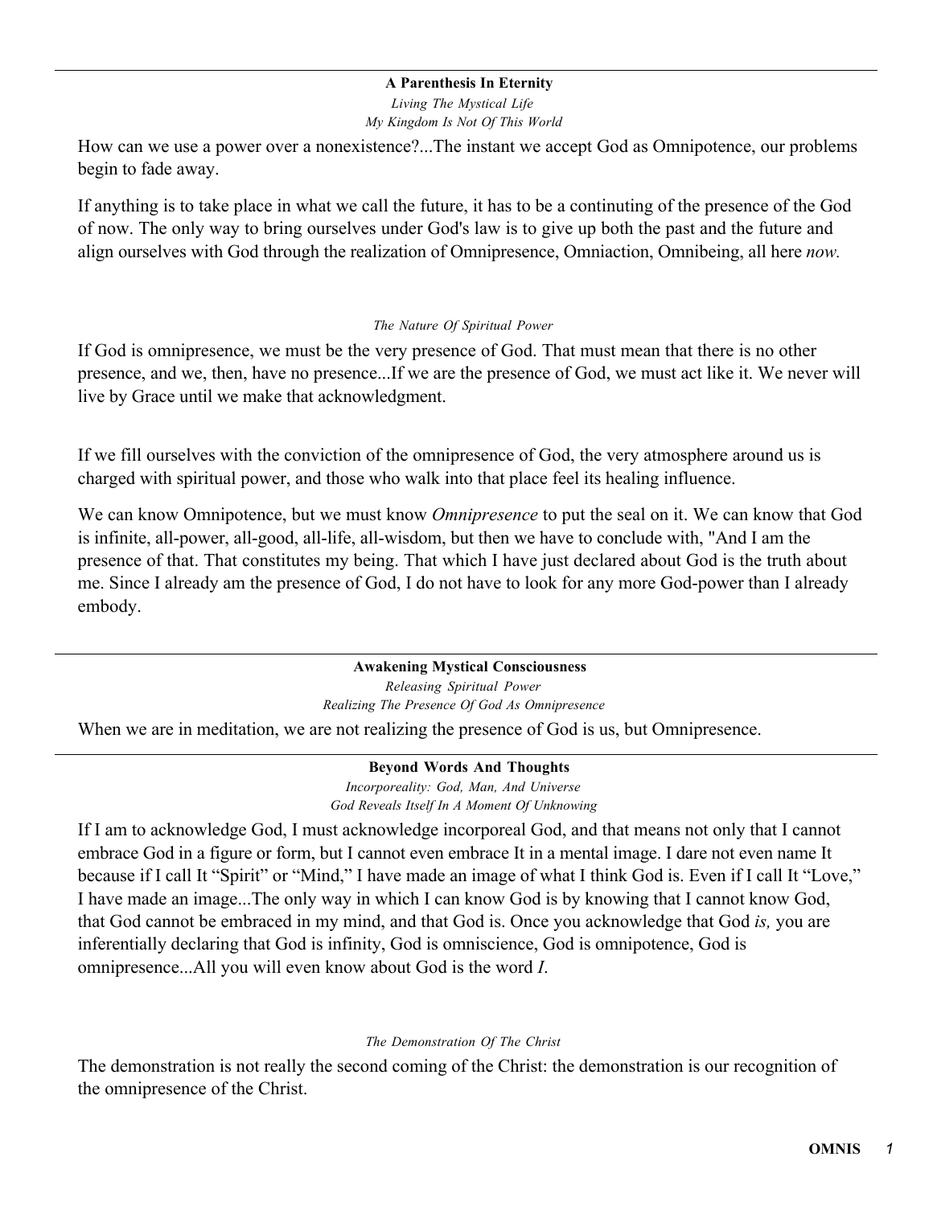---

**A Parenthesis In Eternity**

*Living The Mystical Life*

*My Kingdom Is Not Of This World*

How can we use a power over a nonexistence?...The instant we accept God as Omnipotence, our problems begin to fade away.

If anything is to take place in what we call the future, it has to be a contintuting of the presence of the God of now. The only way to bring ourselves under God's law is to give up both the past and the future and align ourselves with God through the realization of Omnipresence, Omniaction, Omnibeing, all here *now.*

*The Nature Of Spiritual Power*

If God is omnipresence, we must be the very presence of God. That must mean that there is no other presence, and we, then, have no presence...If we are the presence of God, we must act like it. We never will live by Grace until we make that acknowledgment.

If we fill ourselves with the conviction of the omnipresence of God, the very atmosphere around us is charged with spiritual power, and those who walk into that place feel its healing influence.

We can know Omnipotence, but we must know *Omnipresence* to put the seal on it. We can know that God is infinite, all-power, all-good, all-life, all-wisdom, but then we have to conclude with, "And I am the presence of that. That constitutes my being. That which I have just declared about God is the truth about me. Since I already am the presence of God, I do not have to look for any more God-power than I already embody.

---

**Awakening Mystical Consciousness**

*Releasing Spiritual Power*

*Realizing The Presence Of God As Omnipresence*

When we are in meditation, we are not realizing the presence of God is us, but Omnipresence.

---

**Beyond Words And Thoughts**

*Incorporeality: God, Man, And Universe*

*God Reveals Itself In A Moment Of Unknowing*

If I am to acknowledge God, I must acknowledge incorporeal God, and that means not only that I cannot embrace God in a figure or form, but I cannot even embrace It in a mental image. I dare not even name It because if I call It "Spirit" or "Mind," I have made an image of what I think God is. Even if I call It "Love," I have made an image...The only way in which I can know God is by knowing that I cannot know God, that God cannot be embraced in my mind, and that God is. Once you acknowledge that God *is,* you are inferentially declaring that God is infinity, God is omniscience, God is omnipotence, God is omnipresence...All you will even know about God is the word *I*.

*The Demonstration Of The Christ*

The demonstration is not really the second coming of the Christ: the demonstration is our recognition of the omnipresence of the Christ.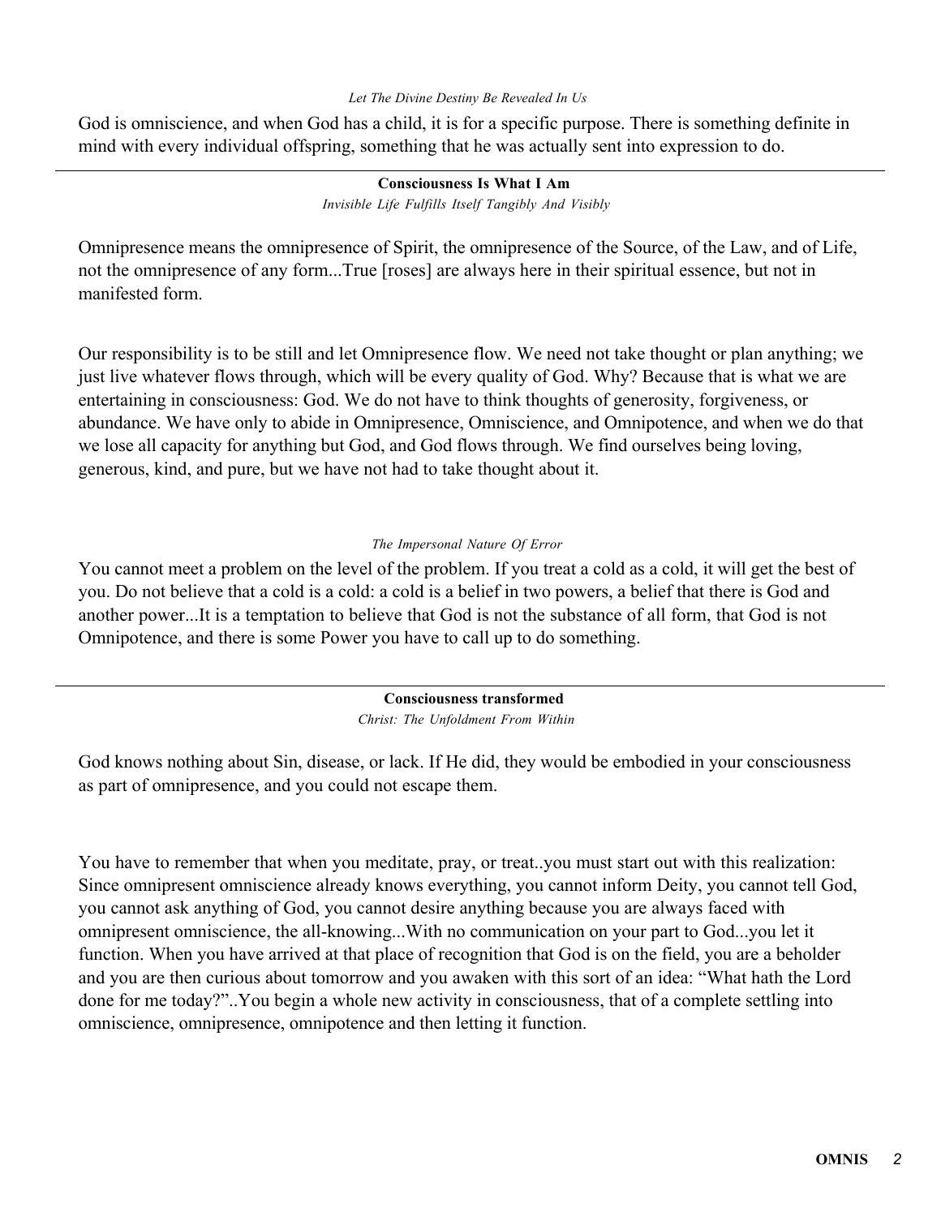*Let The Divine Destiny Be Revealed In Us*

God is omniscience, and when God has a child, it is for a specific purpose. There is something definite in mind with every individual offspring, something that he was actually sent into expression to do.

---

**Consciousness Is What I Am**

*Invisible Life Fulfills Itself Tangibly And Visibly*

Omnipresence means the omnipresence of Spirit, the omnipresence of the Source, of the Law, and of Life, not the omnipresence of any form...True [roses] are always here in their spiritual essence, but not in manifested form.

Our responsibility is to be still and let Omnipresence flow. We need not take thought or plan anything; we just live whatever flows through, which will be every quality of God. Why? Because that is what we are entertaining in consciousness: God. We do not have to think thoughts of generosity, forgiveness, or abundance. We have only to abide in Omnipresence, Omniscience, and Omnipotence, and when we do that we lose all capacity for anything but God, and God flows through. We find ourselves being loving, generous, kind, and pure, but we have not had to take thought about it.

*The Impersonal Nature Of Error*

You cannot meet a problem on the level of the problem. If you treat a cold as a cold, it will get the best of you. Do not believe that a cold is a cold: a cold is a belief in two powers, a belief that there is God and another power...It is a temptation to believe that God is not the substance of all form, that God is not Omnipotence, and there is some Power you have to call up to do something.

---

**Consciousness transformed**

*Christ: The Unfoldment From Within*

God knows nothing about Sin, disease, or lack. If He did, they would be embodied in your consciousness as part of omnipresence, and you could not escape them.

You have to remember that when you meditate, pray, or treat..you must start out with this realization: Since omnipresent omniscience already knows everything, you cannot inform Deity, you cannot tell God, you cannot ask anything of God, you cannot desire anything because you are always faced with omnipresent omniscience, the all-knowing...With no communication on your part to God...you let it function. When you have arrived at that place of recognition that God is on the field, you are a beholder and you are then curious about tomorrow and you awaken with this sort of an idea: "What hath the Lord done for me today?"..You begin a whole new activity in consciousness, that of a complete settling into omniscience, omnipresence, omnipotence and then letting it function.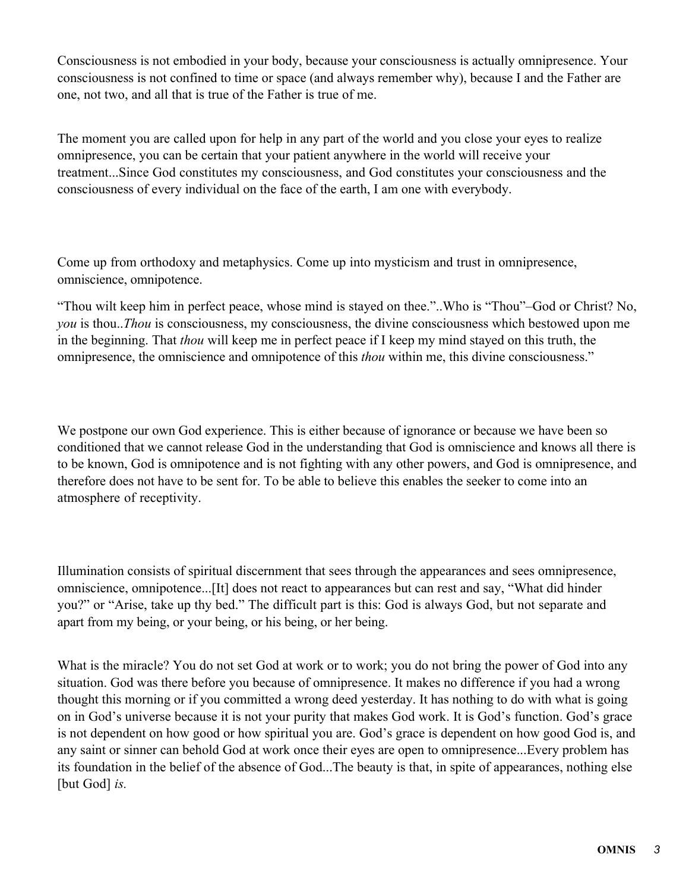Consciousness is not embodied in your body, because your consciousness is actually omnipresence. Your consciousness is not confined to time or space (and always remember why), because I and the Father are one, not two, and all that is true of the Father is true of me.

The moment you are called upon for help in any part of the world and you close your eyes to realize omnipresence, you can be certain that your patient anywhere in the world will receive your treatment...Since God constitutes my consciousness, and God constitutes your consciousness and the consciousness of every individual on the face of the earth, I am one with everybody.

Come up from orthodoxy and metaphysics. Come up into mysticism and trust in omnipresence, omniscience, omnipotence.

"Thou wilt keep him in perfect peace, whose mind is stayed on thee."..Who is "Thou"–God or Christ? No, *you* is thou..*Thou* is consciousness, my consciousness, the divine consciousness which bestowed upon me in the beginning. That *thou* will keep me in perfect peace if I keep my mind stayed on this truth, the omnipresence, the omniscience and omnipotence of this *thou* within me, this divine consciousness."

We postpone our own God experience. This is either because of ignorance or because we have been so conditioned that we cannot release God in the understanding that God is omniscience and knows all there is to be known, God is omnipotence and is not fighting with any other powers, and God is omnipresence, and therefore does not have to be sent for. To be able to believe this enables the seeker to come into an atmosphere of receptivity.

Illumination consists of spiritual discernment that sees through the appearances and sees omnipresence, omniscience, omnipotence...[It] does not react to appearances but can rest and say, "What did hinder you?" or "Arise, take up thy bed." The difficult part is this: God is always God, but not separate and apart from my being, or your being, or his being, or her being.

What is the miracle? You do not set God at work or to work; you do not bring the power of God into any situation. God was there before you because of omnipresence. It makes no difference if you had a wrong thought this morning or if you committed a wrong deed yesterday. It has nothing to do with what is going on in God's universe because it is not your purity that makes God work. It is God's function. God's grace is not dependent on how good or how spiritual you are. God's grace is dependent on how good God is, and any saint or sinner can behold God at work once their eyes are open to omnipresence...Every problem has its foundation in the belief of the absence of God...The beauty is that, in spite of appearances, nothing else [but God] *is.*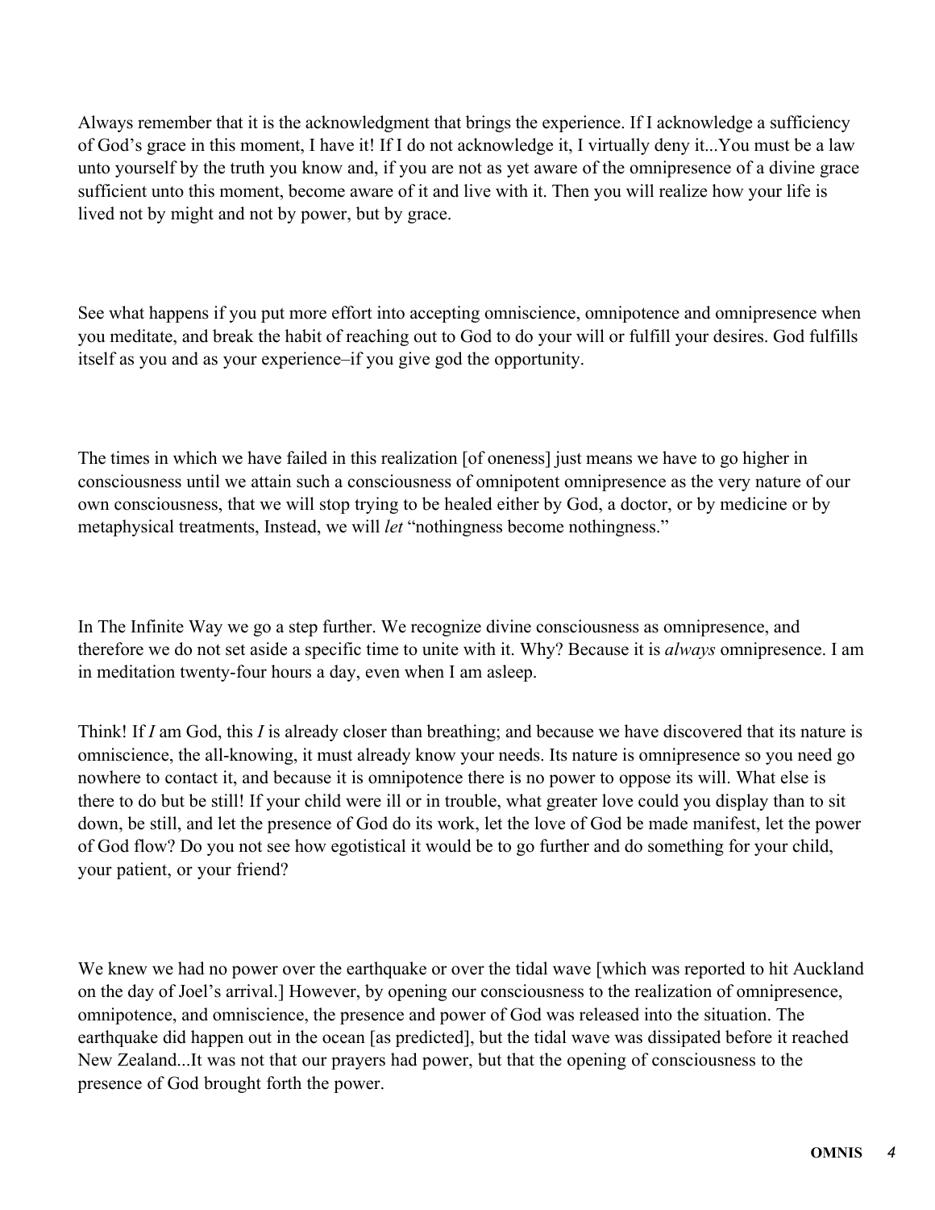Always remember that it is the acknowledgment that brings the experience. If I acknowledge a sufficiency of God's grace in this moment, I have it! If I do not acknowledge it, I virtually deny it...You must be a law unto yourself by the truth you know and, if you are not as yet aware of the omnipresence of a divine grace sufficient unto this moment, become aware of it and live with it. Then you will realize how your life is lived not by might and not by power, but by grace.

See what happens if you put more effort into accepting omniscience, omnipotence and omnipresence when you meditate, and break the habit of reaching out to God to do your will or fulfill your desires. God fulfills itself as you and as your experience–if you give god the opportunity.

The times in which we have failed in this realization [of oneness] just means we have to go higher in consciousness until we attain such a consciousness of omnipotent omnipresence as the very nature of our own consciousness, that we will stop trying to be healed either by God, a doctor, or by medicine or by metaphysical treatments, Instead, we will *let* "nothingness become nothingness."

In The Infinite Way we go a step further. We recognize divine consciousness as omnipresence, and therefore we do not set aside a specific time to unite with it. Why? Because it is *always* omnipresence. I am in meditation twenty-four hours a day, even when I am asleep.

Think! If *I* am God, this *I* is already closer than breathing; and because we have discovered that its nature is omniscience, the all-knowing, it must already know your needs. Its nature is omnipresence so you need go nowhere to contact it, and because it is omnipotence there is no power to oppose its will. What else is there to do but be still! If your child were ill or in trouble, what greater love could you display than to sit down, be still, and let the presence of God do its work, let the love of God be made manifest, let the power of God flow? Do you not see how egotistical it would be to go further and do something for your child, your patient, or your friend?

We knew we had no power over the earthquake or over the tidal wave [which was reported to hit Auckland on the day of Joel's arrival.] However, by opening our consciousness to the realization of omnipresence, omnipotence, and omniscience, the presence and power of God was released into the situation. The earthquake did happen out in the ocean [as predicted], but the tidal wave was dissipated before it reached New Zealand...It was not that our prayers had power, but that the opening of consciousness to the presence of God brought forth the power.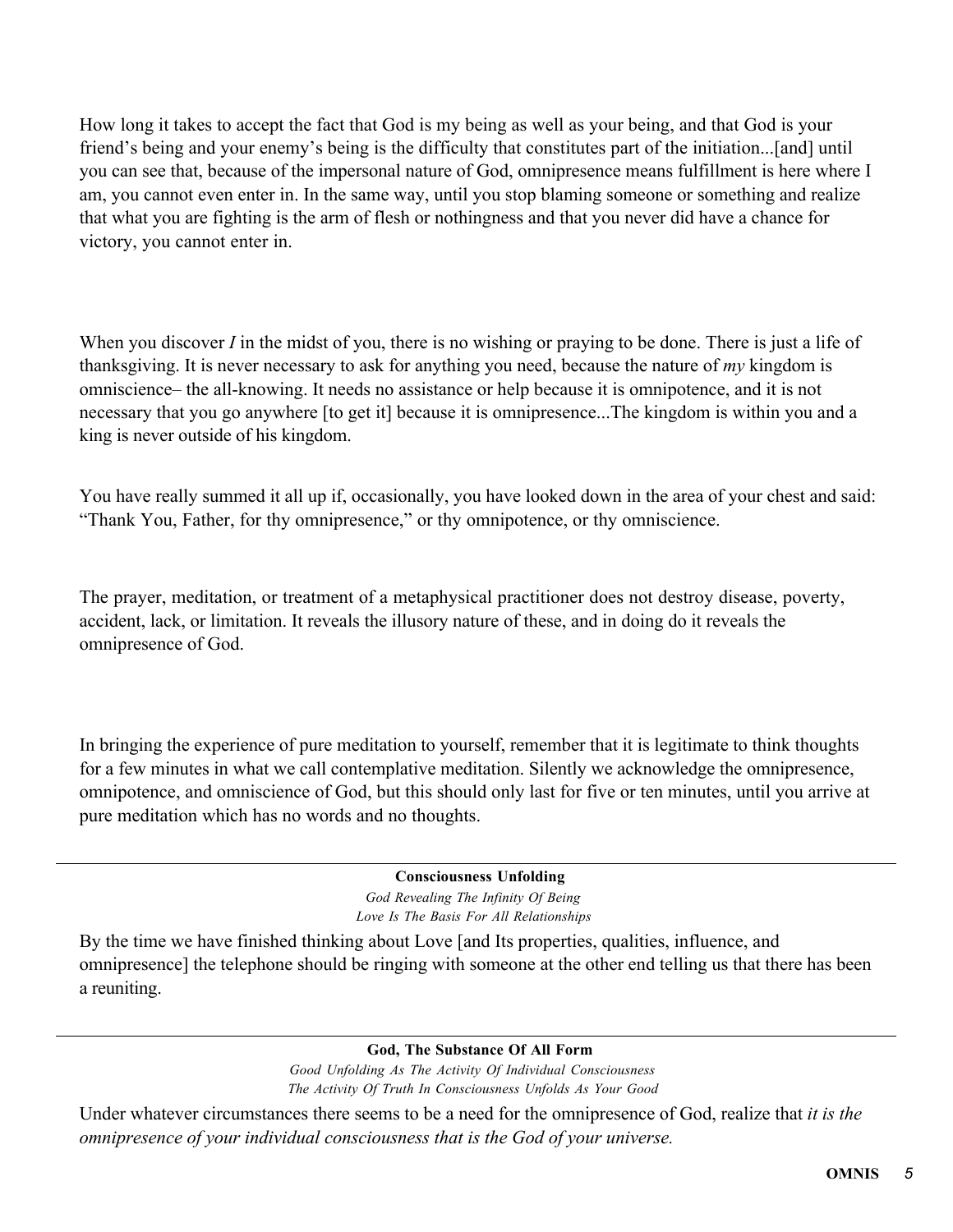How long it takes to accept the fact that God is my being as well as your being, and that God is your friend's being and your enemy's being is the difficulty that constitutes part of the initiation...[and] until you can see that, because of the impersonal nature of God, omnipresence means fulfillment is here where I am, you cannot even enter in. In the same way, until you stop blaming someone or something and realize that what you are fighting is the arm of flesh or nothingness and that you never did have a chance for victory, you cannot enter in.

When you discover *I* in the midst of you, there is no wishing or praying to be done. There is just a life of thanksgiving. It is never necessary to ask for anything you need, because the nature of *my* kingdom is omniscience– the all-knowing. It needs no assistance or help because it is omnipotence, and it is not necessary that you go anywhere [to get it] because it is omnipresence...The kingdom is within you and a king is never outside of his kingdom.

You have really summed it all up if, occasionally, you have looked down in the area of your chest and said: "Thank You, Father, for thy omnipresence," or thy omnipotence, or thy omniscience.

The prayer, meditation, or treatment of a metaphysical practitioner does not destroy disease, poverty, accident, lack, or limitation. It reveals the illusory nature of these, and in doing do it reveals the omnipresence of God.

In bringing the experience of pure meditation to yourself, remember that it is legitimate to think thoughts for a few minutes in what we call contemplative meditation. Silently we acknowledge the omnipresence, omnipotence, and omniscience of God, but this should only last for five or ten minutes, until you arrive at pure meditation which has no words and no thoughts.

---

**Consciousness Unfolding**

*God Revealing The Infinity Of Being*
*Love Is The Basis For All Relationships*

By the time we have finished thinking about Love [and Its properties, qualities, influence, and omnipresence] the telephone should be ringing with someone at the other end telling us that there has been a reuniting.

---

**God, The Substance Of All Form**

*Good Unfolding As The Activity Of Individual Consciousness*
*The Activity Of Truth In Consciousness Unfolds As Your Good*

Under whatever circumstances there seems to be a need for the omnipresence of God, realize that *it is the omnipresence of your individual consciousness that is the God of your universe.*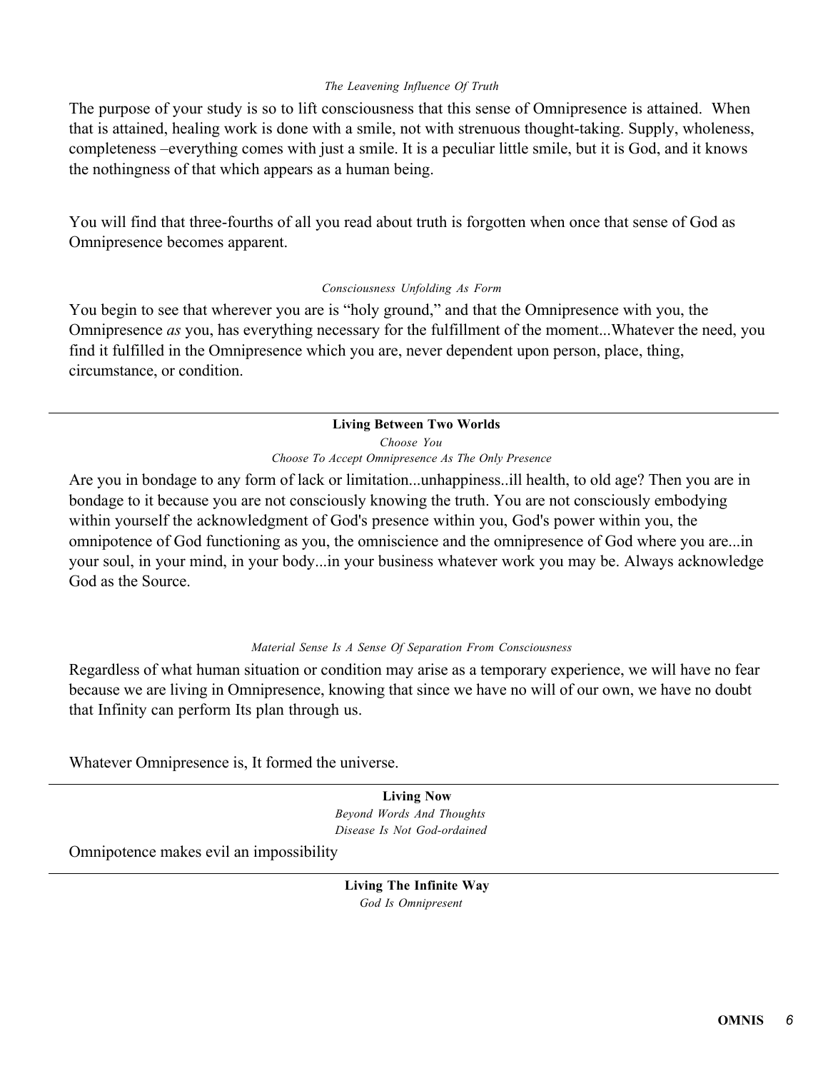*The Leavening Influence Of Truth*

The purpose of your study is so to lift consciousness that this sense of Omnipresence is attained. When that is attained, healing work is done with a smile, not with strenuous thought-taking. Supply, wholeness, completeness –everything comes with just a smile. It is a peculiar little smile, but it is God, and it knows the nothingness of that which appears as a human being.

You will find that three-fourths of all you read about truth is forgotten when once that sense of God as Omnipresence becomes apparent.

*Consciousness Unfolding As Form*

You begin to see that wherever you are is "holy ground," and that the Omnipresence with you, the Omnipresence *as* you, has everything necessary for the fulfillment of the moment...Whatever the need, you find it fulfilled in the Omnipresence which you are, never dependent upon person, place, thing, circumstance, or condition.

---

**Living Between Two Worlds**

*Choose You*

*Choose To Accept Omnipresence As The Only Presence*

Are you in bondage to any form of lack or limitation...unhappiness..ill health, to old age? Then you are in bondage to it because you are not consciously knowing the truth. You are not consciously embodying within yourself the acknowledgment of God's presence within you, God's power within you, the omnipotence of God functioning as you, the omniscience and the omnipresence of God where you are...in your soul, in your mind, in your body...in your business whatever work you may be. Always acknowledge God as the Source.

*Material Sense Is A Sense Of Separation From Consciousness*

Regardless of what human situation or condition may arise as a temporary experience, we will have no fear because we are living in Omnipresence, knowing that since we have no will of our own, we have no doubt that Infinity can perform Its plan through us.

Whatever Omnipresence is, It formed the universe.

---

**Living Now**

*Beyond Words And Thoughts*

*Disease Is Not God-ordained*

Omnipotence makes evil an impossibility

---

**Living The Infinite Way**

*God Is Omnipresent*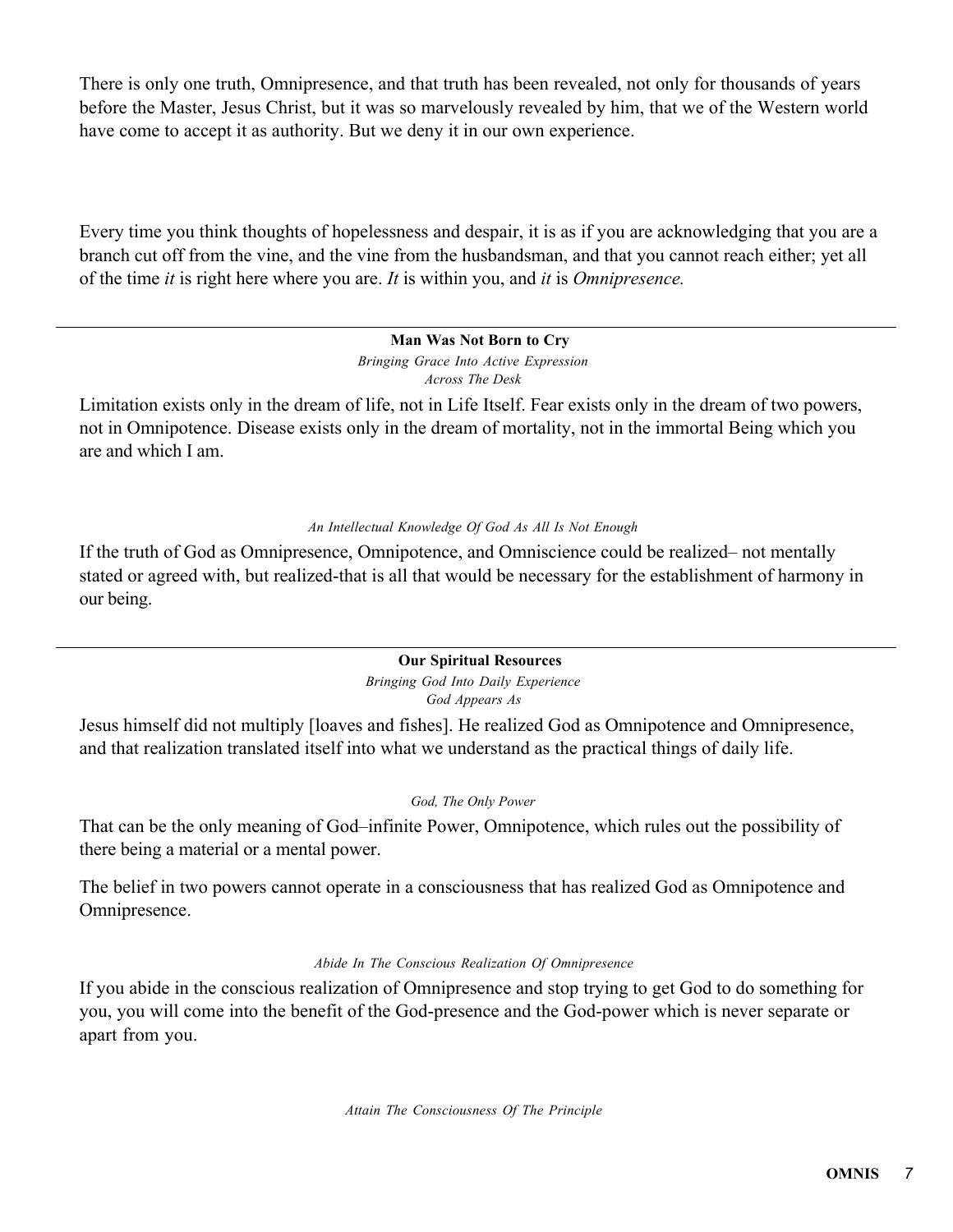There is only one truth, Omnipresence, and that truth has been revealed, not only for thousands of years before the Master, Jesus Christ, but it was so marvelously revealed by him, that we of the Western world have come to accept it as authority. But we deny it in our own experience.

Every time you think thoughts of hopelessness and despair, it is as if you are acknowledging that you are a branch cut off from the vine, and the vine from the husbandsman, and that you cannot reach either; yet all of the time *it* is right here where you are. *It* is within you, and *it* is *Omnipresence.*

---

**Man Was Not Born to Cry**

*Bringing Grace Into Active Expression*
*Across The Desk*

Limitation exists only in the dream of life, not in Life Itself. Fear exists only in the dream of two powers, not in Omnipotence. Disease exists only in the dream of mortality, not in the immortal Being which you are and which I am.

*An Intellectual Knowledge Of God As All Is Not Enough*

If the truth of God as Omnipresence, Omnipotence, and Omniscience could be realized– not mentally stated or agreed with, but realized-that is all that would be necessary for the establishment of harmony in our being.

---

**Our Spiritual Resources**

*Bringing God Into Daily Experience*
*God Appears As*

Jesus himself did not multiply [loaves and fishes]. He realized God as Omnipotence and Omnipresence, and that realization translated itself into what we understand as the practical things of daily life.

*God, The Only Power*

That can be the only meaning of God–infinite Power, Omnipotence, which rules out the possibility of there being a material or a mental power.

The belief in two powers cannot operate in a consciousness that has realized God as Omnipotence and Omnipresence.

*Abide In The Conscious Realization Of Omnipresence*

If you abide in the conscious realization of Omnipresence and stop trying to get God to do something for you, you will come into the benefit of the God-presence and the God-power which is never separate or apart from you.

*Attain The Consciousness Of The Principle*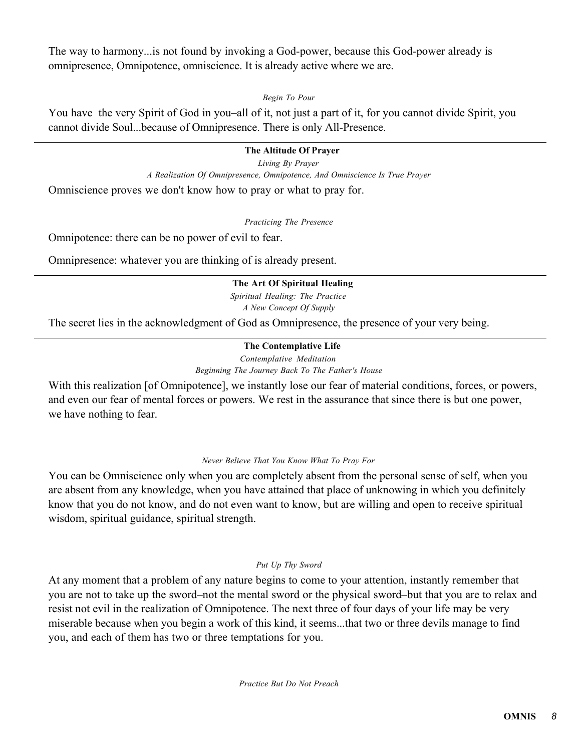The way to harmony...is not found by invoking a God-power, because this God-power already is omnipresence, Omnipotence, omniscience. It is already active where we are.

*Begin To Pour*

You have the very Spirit of God in you–all of it, not just a part of it, for you cannot divide Spirit, you cannot divide Soul...because of Omnipresence. There is only All-Presence.

---

**The Altitude Of Prayer**

*Living By Prayer*

*A Realization Of Omnipresence, Omnipotence, And Omniscience Is True Prayer*

Omniscience proves we don't know how to pray or what to pray for.

*Practicing The Presence*

Omnipotence: there can be no power of evil to fear.

Omnipresence: whatever you are thinking of is already present.

---

**The Art Of Spiritual Healing**

*Spiritual Healing: The Practice*

*A New Concept Of Supply*

The secret lies in the acknowledgment of God as Omnipresence, the presence of your very being.

---

**The Contemplative Life**

*Contemplative Meditation*

*Beginning The Journey Back To The Father's House*

With this realization [of Omnipotence], we instantly lose our fear of material conditions, forces, or powers, and even our fear of mental forces or powers. We rest in the assurance that since there is but one power, we have nothing to fear.

*Never Believe That You Know What To Pray For*

You can be Omniscience only when you are completely absent from the personal sense of self, when you are absent from any knowledge, when you have attained that place of unknowing in which you definitely know that you do not know, and do not even want to know, but are willing and open to receive spiritual wisdom, spiritual guidance, spiritual strength.

*Put Up Thy Sword*

At any moment that a problem of any nature begins to come to your attention, instantly remember that you are not to take up the sword–not the mental sword or the physical sword–but that you are to relax and resist not evil in the realization of Omnipotence. The next three of four days of your life may be very miserable because when you begin a work of this kind, it seems...that two or three devils manage to find you, and each of them has two or three temptations for you.

*Practice But Do Not Preach*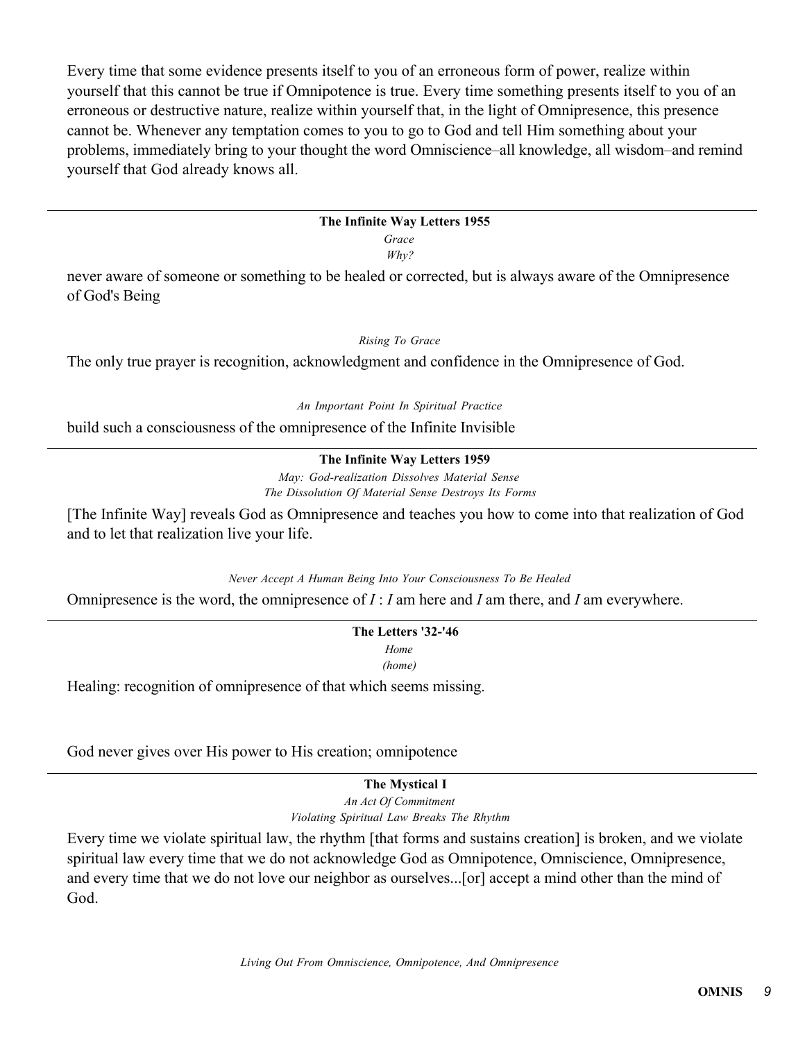Every time that some evidence presents itself to you of an erroneous form of power, realize within yourself that this cannot be true if Omnipotence is true. Every time something presents itself to you of an erroneous or destructive nature, realize within yourself that, in the light of Omnipresence, this presence cannot be. Whenever any temptation comes to you to go to God and tell Him something about your problems, immediately bring to your thought the word Omniscience–all knowledge, all wisdom–and remind yourself that God already knows all.

---

**The Infinite Way Letters 1955**

*Grace*

*Why?*

never aware of someone or something to be healed or corrected, but is always aware of the Omnipresence of God's Being

*Rising To Grace*

The only true prayer is recognition, acknowledgment and confidence in the Omnipresence of God.

*An Important Point In Spiritual Practice*

build such a consciousness of the omnipresence of the Infinite Invisible

---

**The Infinite Way Letters 1959**

*May: God-realization Dissolves Material Sense*

*The Dissolution Of Material Sense Destroys Its Forms*

[The Infinite Way] reveals God as Omnipresence and teaches you how to come into that realization of God and to let that realization live your life.

*Never Accept A Human Being Into Your Consciousness To Be Healed*

Omnipresence is the word, the omnipresence of *I* : *I* am here and *I* am there, and *I* am everywhere.

---

**The Letters '32-'46**

*Home*

*(home)*

Healing: recognition of omnipresence of that which seems missing.

God never gives over His power to His creation; omnipotence

---

**The Mystical I**

*An Act Of Commitment*

*Violating Spiritual Law Breaks The Rhythm*

Every time we violate spiritual law, the rhythm [that forms and sustains creation] is broken, and we violate spiritual law every time that we do not acknowledge God as Omnipotence, Omniscience, Omnipresence, and every time that we do not love our neighbor as ourselves...[or] accept a mind other than the mind of God.

*Living Out From Omniscience, Omnipotence, And Omnipresence*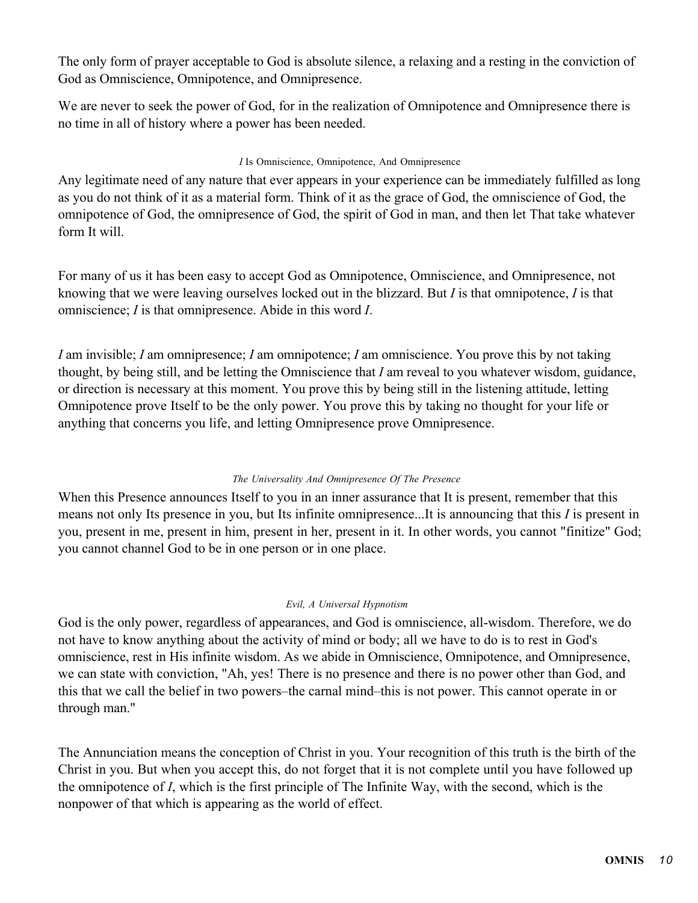The only form of prayer acceptable to God is absolute silence, a relaxing and a resting in the conviction of God as Omniscience, Omnipotence, and Omnipresence.

We are never to seek the power of God, for in the realization of Omnipotence and Omnipresence there is no time in all of history where a power has been needed.

###### *I* Is Omniscience, Omnipotence, And Omnipresence

Any legitimate need of any nature that ever appears in your experience can be immediately fulfilled as long as you do not think of it as a material form. Think of it as the grace of God, the omniscience of God, the omnipotence of God, the omnipresence of God, the spirit of God in man, and then let That take whatever form It will.

For many of us it has been easy to accept God as Omnipotence, Omniscience, and Omnipresence, not knowing that we were leaving ourselves locked out in the blizzard. But *I* is that omnipotence, *I* is that omniscience; *I* is that omnipresence. Abide in this word *I*.

*I* am invisible; *I* am omnipresence; *I* am omnipotence; *I* am omniscience. You prove this by not taking thought, by being still, and be letting the Omniscience that *I* am reveal to you whatever wisdom, guidance, or direction is necessary at this moment. You prove this by being still in the listening attitude, letting Omnipotence prove Itself to be the only power. You prove this by taking no thought for your life or anything that concerns you life, and letting Omnipresence prove Omnipresence.

###### *The Universality And Omnipresence Of The Presence*

When this Presence announces Itself to you in an inner assurance that It is present, remember that this means not only Its presence in you, but Its infinite omnipresence...It is announcing that this *I* is present in you, present in me, present in him, present in her, present in it. In other words, you cannot "finitize" God; you cannot channel God to be in one person or in one place.

###### *Evil, A Universal Hypnotism*

God is the only power, regardless of appearances, and God is omniscience, all-wisdom. Therefore, we do not have to know anything about the activity of mind or body; all we have to do is to rest in God's omniscience, rest in His infinite wisdom. As we abide in Omniscience, Omnipotence, and Omnipresence, we can state with conviction, "Ah, yes! There is no presence and there is no power other than God, and this that we call the belief in two powers–the carnal mind–this is not power. This cannot operate in or through man."

The Annunciation means the conception of Christ in you. Your recognition of this truth is the birth of the Christ in you. But when you accept this, do not forget that it is not complete until you have followed up the omnipotence of *I*, which is the first principle of The Infinite Way, with the second, which is the nonpower of that which is appearing as the world of effect.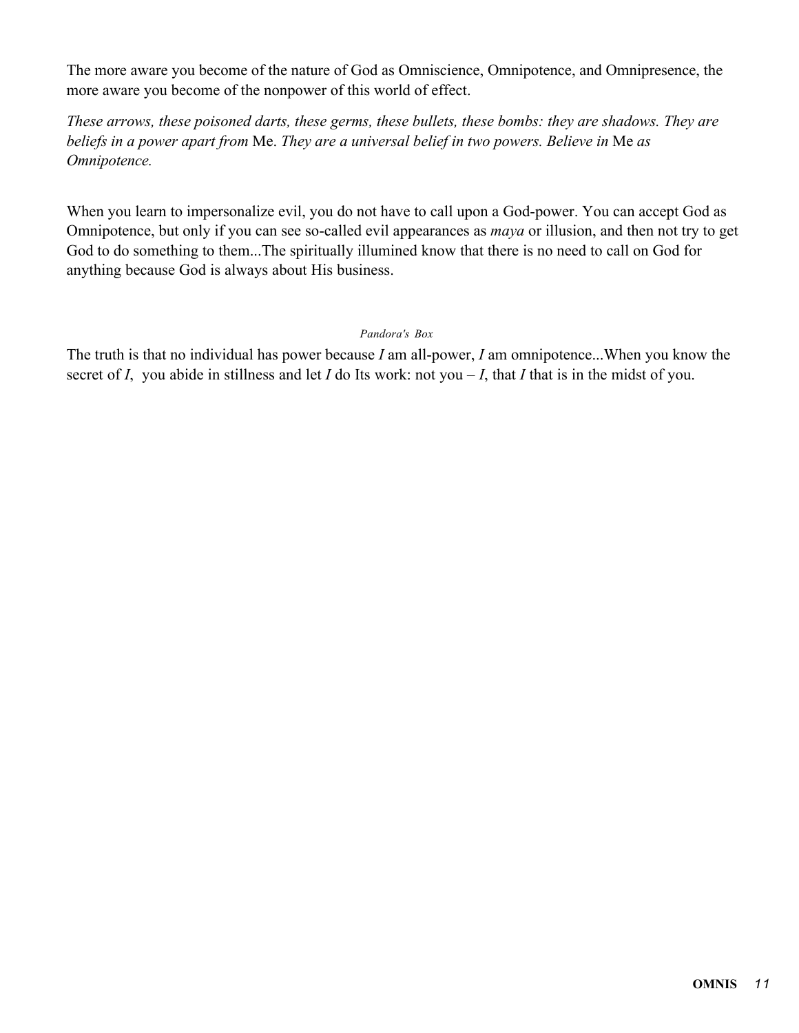The more aware you become of the nature of God as Omniscience, Omnipotence, and Omnipresence, the more aware you become of the nonpower of this world of effect.

*These arrows, these poisoned darts, these germs, these bullets, these bombs: they are shadows. They are beliefs in a power apart from* Me. *They are a universal belief in two powers. Believe in* Me *as Omnipotence.*

When you learn to impersonalize evil, you do not have to call upon a God-power. You can accept God as Omnipotence, but only if you can see so-called evil appearances as *maya* or illusion, and then not try to get God to do something to them...The spiritually illumined know that there is no need to call on God for anything because God is always about His business.

*Pandora's Box*

The truth is that no individual has power because *I* am all-power, *I* am omnipotence...When you know the secret of *I*, you abide in stillness and let *I* do Its work: not you – *I*, that *I* that is in the midst of you.